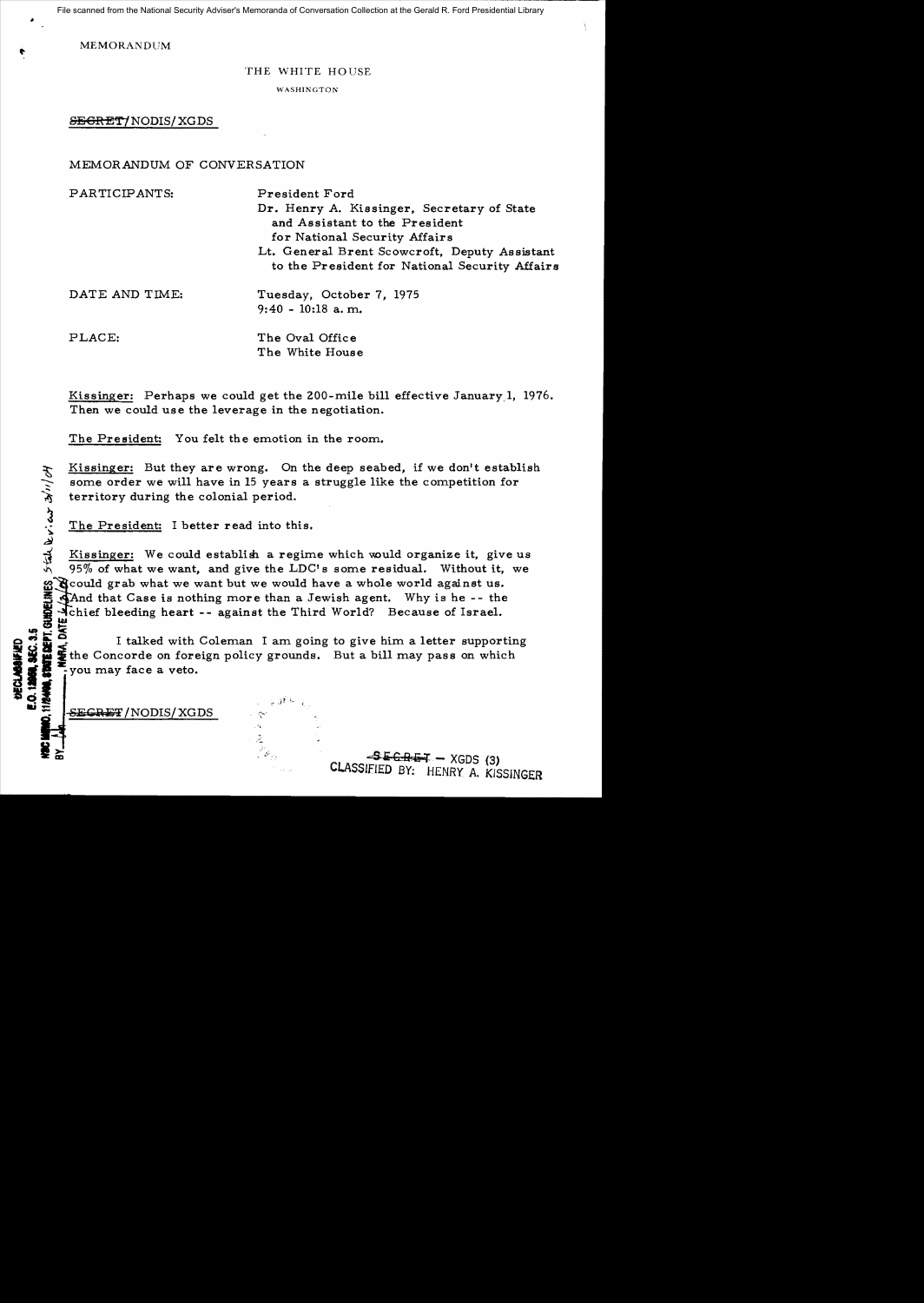MEMORANDUM

THE WHITE HOUSE

WASHINGTON

~~SECRET~~/NODIS/XGDS

MEMORANDUM OF CONVERSATION

PARTICIPANTS: President Ford
Dr. Henry A. Kissinger, Secretary of State and Assistant to the President for National Security Affairs
Lt. General Brent Scowcroft, Deputy Assistant to the President for National Security Affairs

DATE AND TIME: Tuesday, October 7, 1975
9:40 - 10:18 a.m.

PLACE: The Oval Office
The White House

Kissinger: Perhaps we could get the 200-mile bill effective January 1, 1976. Then we could use the leverage in the negotiation.

The President: You felt the emotion in the room.

Kissinger: But they are wrong. On the deep seabed, if we don't establish some order we will have in 15 years a struggle like the competition for territory during the colonial period.

The President: I better read into this.

Kissinger: We could establish a regime which would organize it, give us 95% of what we want, and give the LDC's some residual. Without it, we could grab what we want but we would have a whole world against us. And that Case is nothing more than a Jewish agent. Why is he -- the chief bleeding heart -- against the Third World? Because of Israel.

I talked with Coleman I am going to give him a letter supporting the Concorde on foreign policy grounds. But a bill may pass on which you may face a veto.

~~SECRET~~/NODIS/XGDS

~~SECRET~~ – XGDS (3)
CLASSIFIED BY: HENRY A. KISSINGER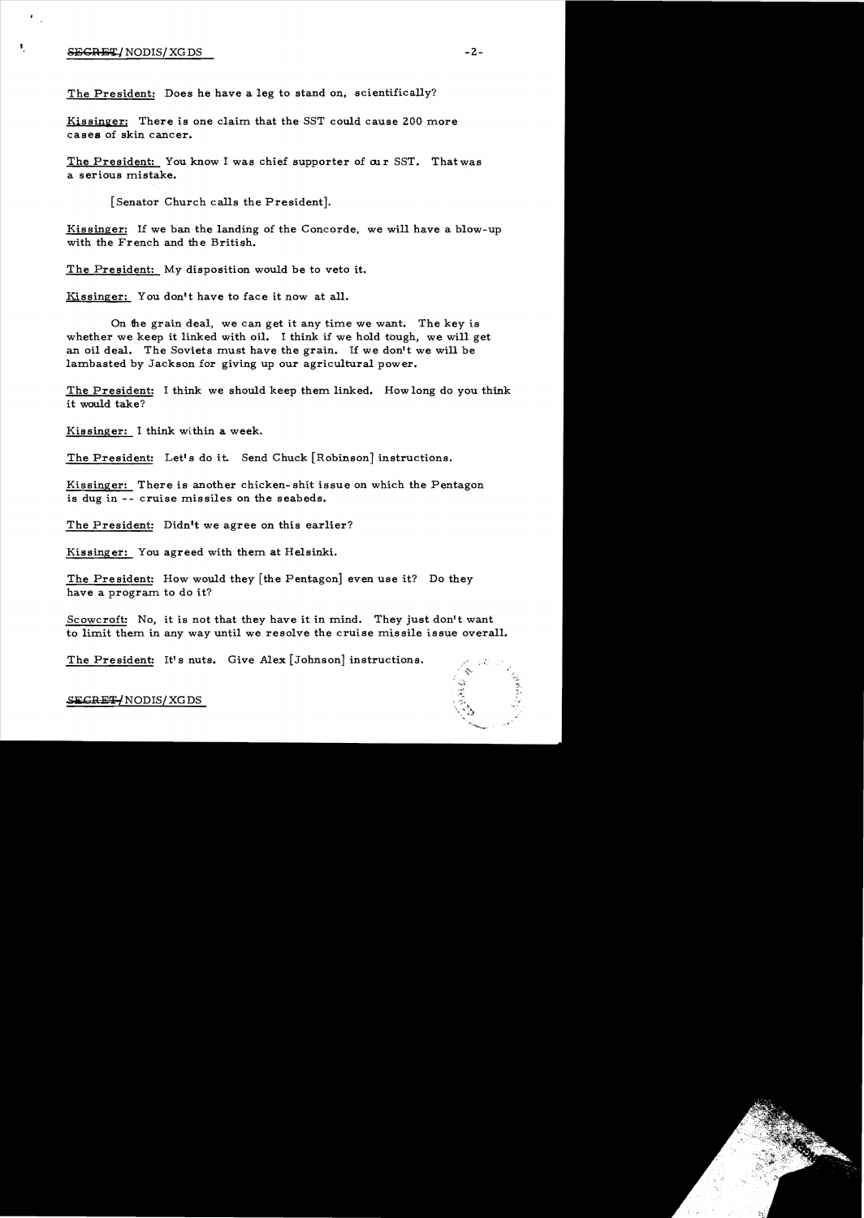The President: Does he have a leg to stand on, scientifically?

Kissinger: There is one claim that the SST could cause 200 more cases of skin cancer.

The President: You know I was chief supporter of our SST. That was a serious mistake.

[Senator Church calls the President].

Kissinger: If we ban the landing of the Concorde, we will have a blow-up with the French and the British.

The President: My disposition would be to veto it.

Kissinger: You don't have to face it now at all.

On the grain deal, we can get it any time we want. The key is whether we keep it linked with oil. I think if we hold tough, we will get an oil deal. The Soviets must have the grain. If we don't we will be lambasted by Jackson for giving up our agricultural power.

The President: I think we should keep them linked. How long do you think it would take?

Kissinger: I think within a week.

The President: Let's do it. Send Chuck [Robinson] instructions.

Kissinger: There is another chicken-shit issue on which the Pentagon is dug in -- cruise missiles on the seabeds.

The President: Didn't we agree on this earlier?

Kissinger: You agreed with them at Helsinki.

The President: How would they [the Pentagon] even use it? Do they have a program to do it?

Scowcroft: No, it is not that they have it in mind. They just don't want to limit them in any way until we resolve the cruise missile issue overall.

The President: It's nuts. Give Alex [Johnson] instructions.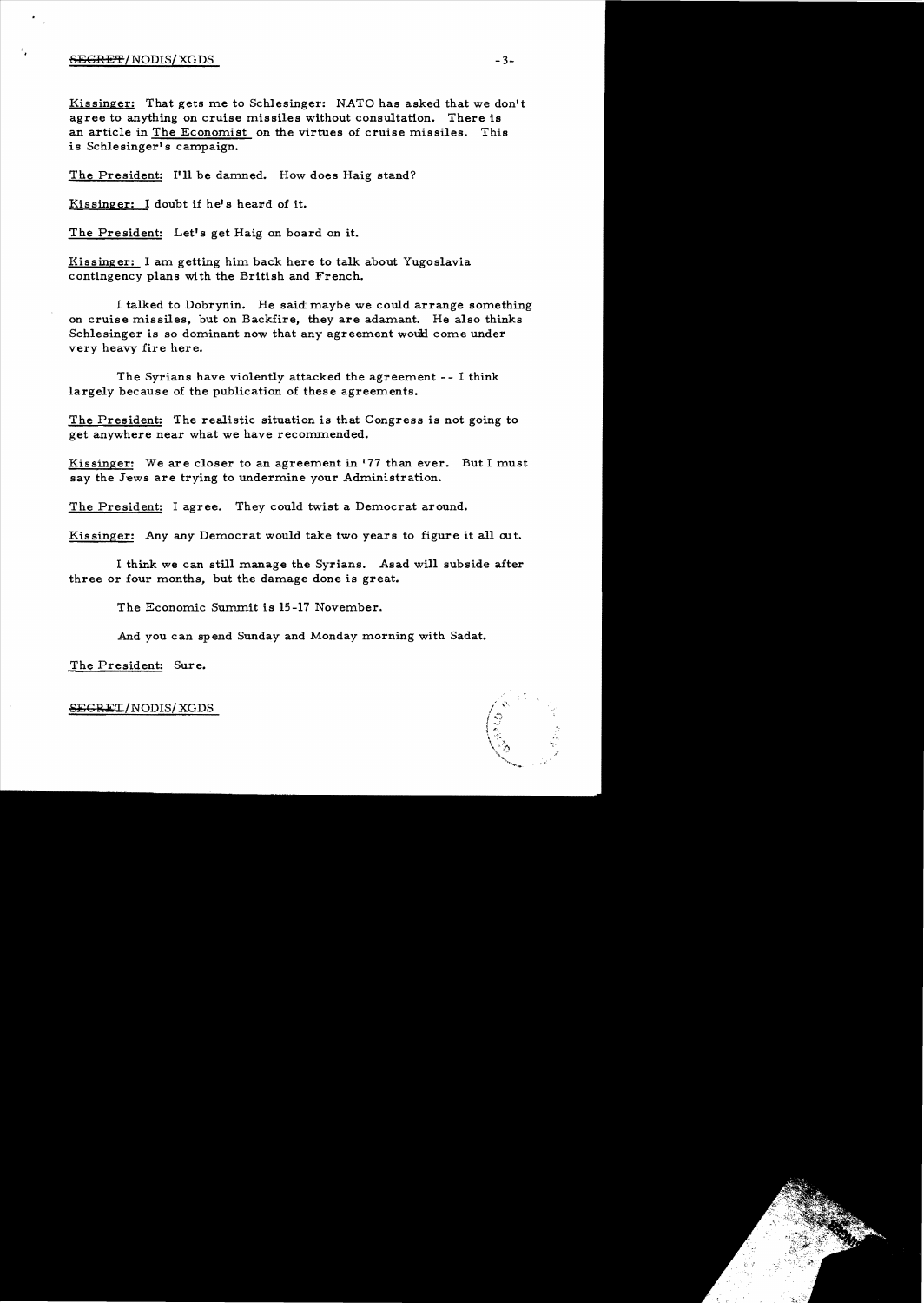Kissinger: That gets me to Schlesinger: NATO has asked that we don't agree to anything on cruise missiles without consultation. There is an article in The Economist on the virtues of cruise missiles. This is Schlesinger's campaign.

The President: I'll be damned. How does Haig stand?

Kissinger: I doubt if he's heard of it.

The President: Let's get Haig on board on it.

Kissinger: I am getting him back here to talk about Yugoslavia contingency plans with the British and French.

I talked to Dobrynin. He said maybe we could arrange something on cruise missiles, but on Backfire, they are adamant. He also thinks Schlesinger is so dominant now that any agreement would come under very heavy fire here.

The Syrians have violently attacked the agreement -- I think largely because of the publication of these agreements.

The President: The realistic situation is that Congress is not going to get anywhere near what we have recommended.

Kissinger: We are closer to an agreement in '77 than ever. But I must say the Jews are trying to undermine your Administration.

The President: I agree. They could twist a Democrat around.

Kissinger: Any any Democrat would take two years to figure it all out.

I think we can still manage the Syrians. Asad will subside after three or four months, but the damage done is great.

The Economic Summit is 15-17 November.

And you can spend Sunday and Monday morning with Sadat.

The President: Sure.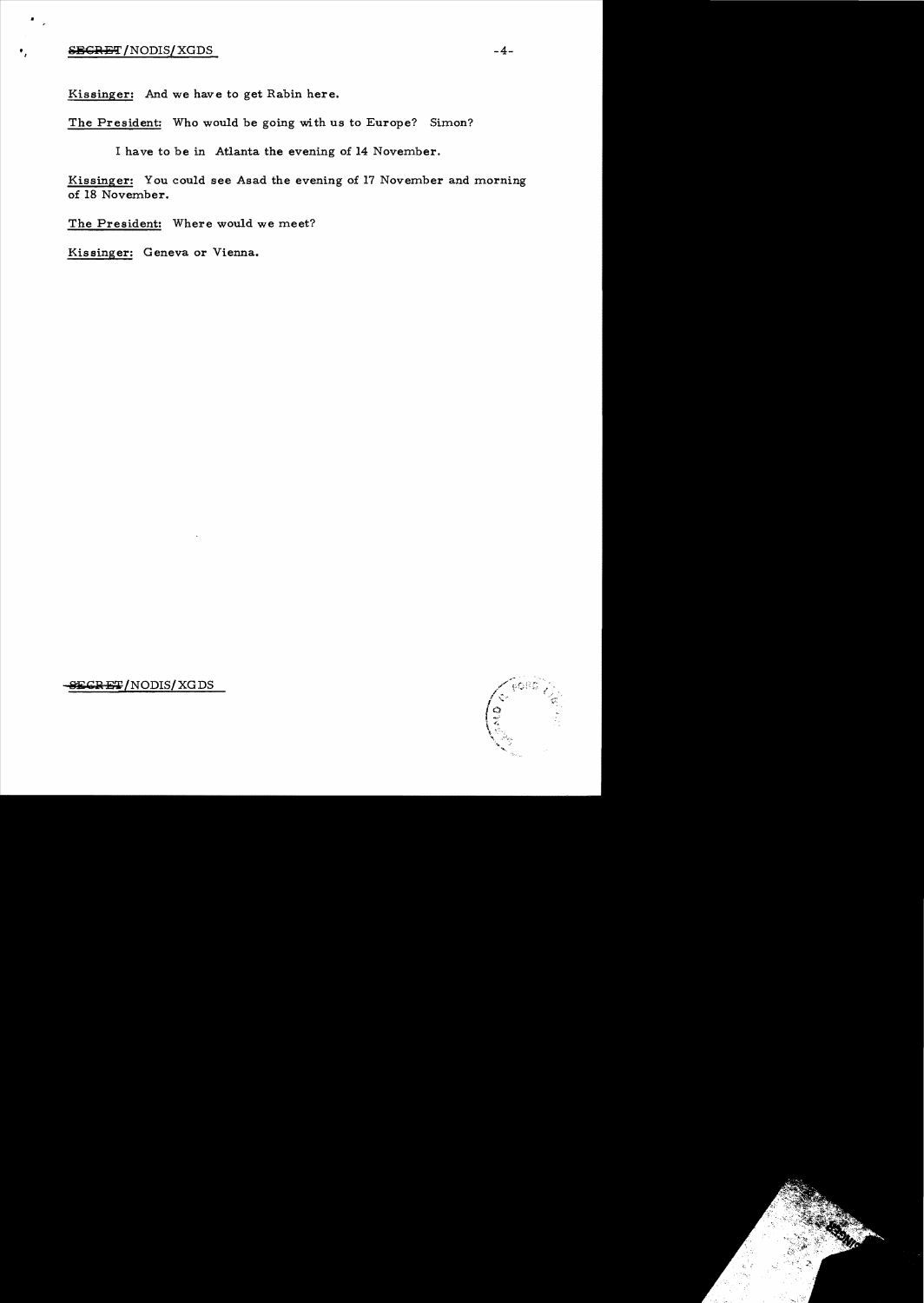Kissinger: And we have to get Rabin here.

The President: Who would be going with us to Europe? Simon?

I have to be in Atlanta the evening of 14 November.

Kissinger: You could see Asad the evening of 17 November and morning of 18 November.

The President: Where would we meet?

Kissinger: Geneva or Vienna.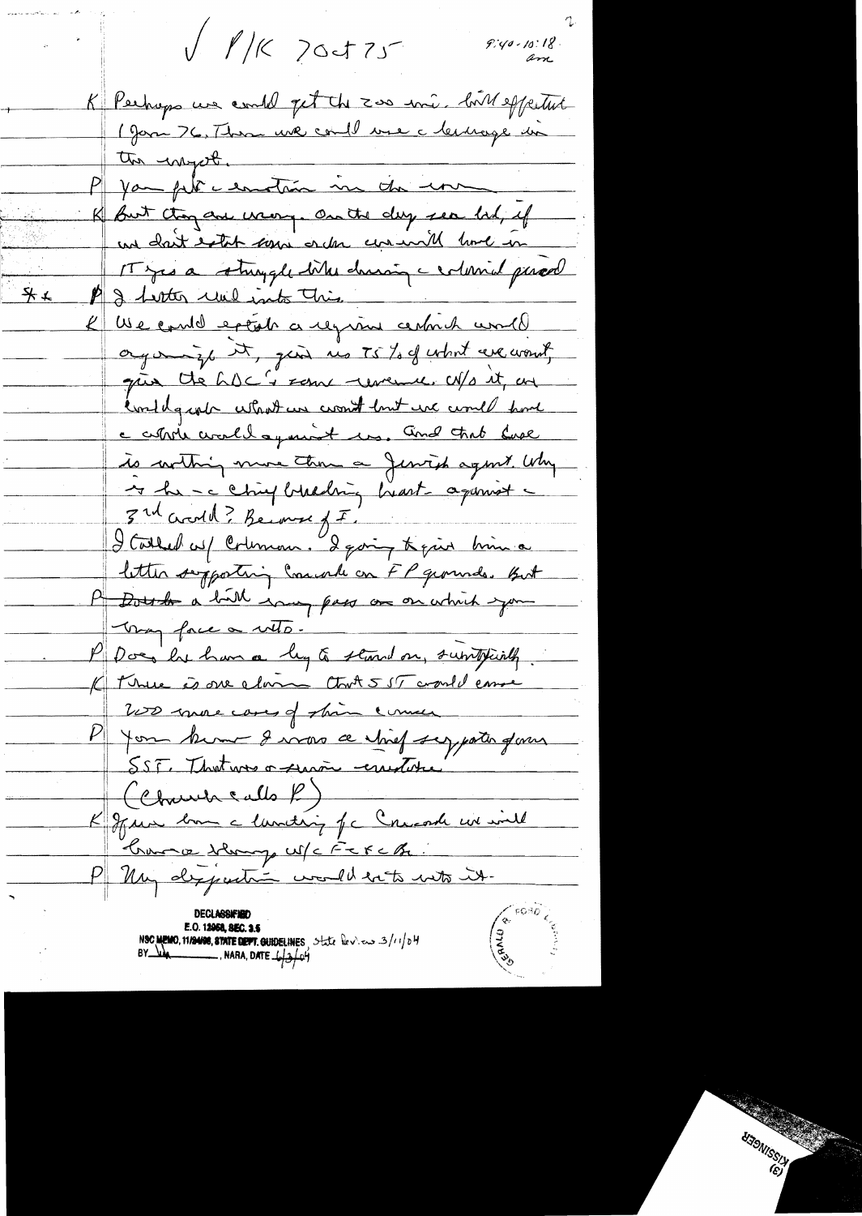√ P/K 7 Oct 75 &nbsp;&nbsp;&nbsp;&nbsp;&nbsp;&nbsp;&nbsp;&nbsp; 9:40 - 10:18 am

K Perhaps we could get the 200 mi. bill effective 1 Jan 76. Then we could use c leverage in the inyest.

P You put c condition in the ...

K But they are wrong. On the deep sea bed, if we don't establish some order we will have in 17 yrs a struggle like during c colonial period

** P I better look into this.

K We could establish a regime which would organize it, give us 75% of what we want, give the LDC's some revenue. W/o it, we could grab what we want but we would have c whole world against us. And that case is nothing more than a Jewish agent. Why is he - c chief bleeding heart - against c 3rd world? Because of I.

I talked w/ Coleman. I going to give him a letter supporting Concorde on FP grounds. But

P Dole - a bill may pass on on which you may face a veto.

P Does he have a leg to stand on, scientifically.

K There is one claim that SST would cause 200 more cases of skin cancer

P You know I was a chief supporter of ... SST. That was a serious mistake.

(Church calls P.)

K If we have c landing of c Concorde we will have a strong w/ c Fr & c Br.

P My disposition would be to veto it.

DECLASSIFIED
E.O. 12958, SEC. 3.5
NSC MEMO, 11/24/98, STATE DEPT. GUIDELINES, State Review 3/11/04
BY ___, NARA, DATE 6/3/04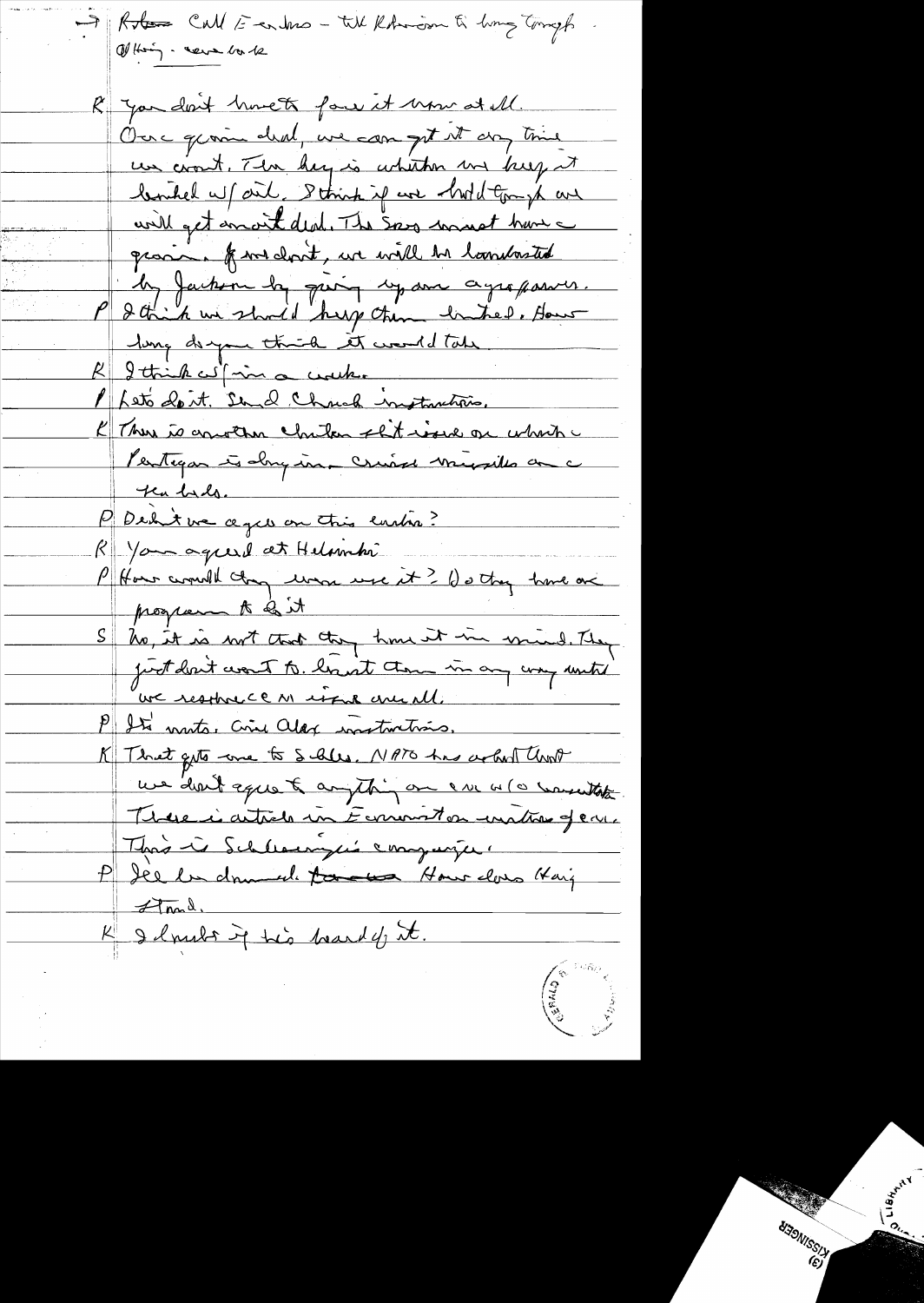→ Rotate Call Eandrus – tell Robinson to hang tough.
Off Haig – sense back

K You don't have to face it now at all. Once grain deal, we can get it any time we want. The key is whether we keep it linked w/ oil. I think if we hold tough we will get an oil deal. The Sovs must have grain. If we don't, we will be bombarded by Jackson by giving up our ag. power.

P I think we should keep them linked. How long do you think it would take

K I think w/in a week.

P Let's do it. Send Church instructions.

K There is another Schlesinger – K – issue on which Pentagon is dragging – cruise missiles on sea beds.

P Didn't we agree on this earlier?

K You agreed at Helsinki

P How would they even use it? Do they have a program to do it

S No, it is not that they have it in mind. They just don't want to limit them in any way until we resolve CM issue overall.

P It's nuts. Give Alex instructions.

K That gets me to Schles. NATO has asked that we don't agree to anything on CM w/o consultation. There is article in Economist on crisis of conf. This is Schlesinger's campaign.

P See he demanded. How does Haig stand.

K I doubt if he's heard of it.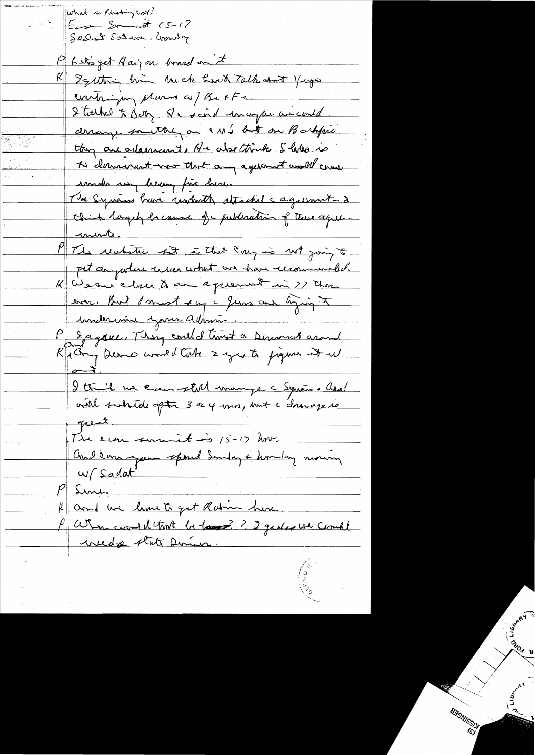What is Rusting ent?
Econ Summit 15-17
Sadat Saturn, Monday

P Let's get Haig on board on it

K Getting him back here to talk about Yugo contingency plans w/ Br & Fr.

I talked to Dobry. He said maybe we could arrange something on MBFR but on Berlin they are adamant. He also thinks Schlesinger is so dominant now that any agreement would come under very heavy fire here.

The Syrians have violently attacked the agreement — I think largely because of publication of these agreements.

P The realistic fact is that Cong is not going to put anywhere near what we have recommended.

K We are closer to an agreement in 77 than ever. But I must say the Jews are trying to undermine your admin.

P I agree. They could trust a Democrat and

K Any Demo would take 2 yrs to figure it all out.

I think we can still manage the Syrians & Asad will subside after 3 or 4 mos, but the damage is great.

The econ summit is 15-17 Nov.

And can you spend Sunday & Monday morning w/ Sadat

P Sure.

K And we have to get Rabin here.

P When would that be ? I guess we could need a state dinner.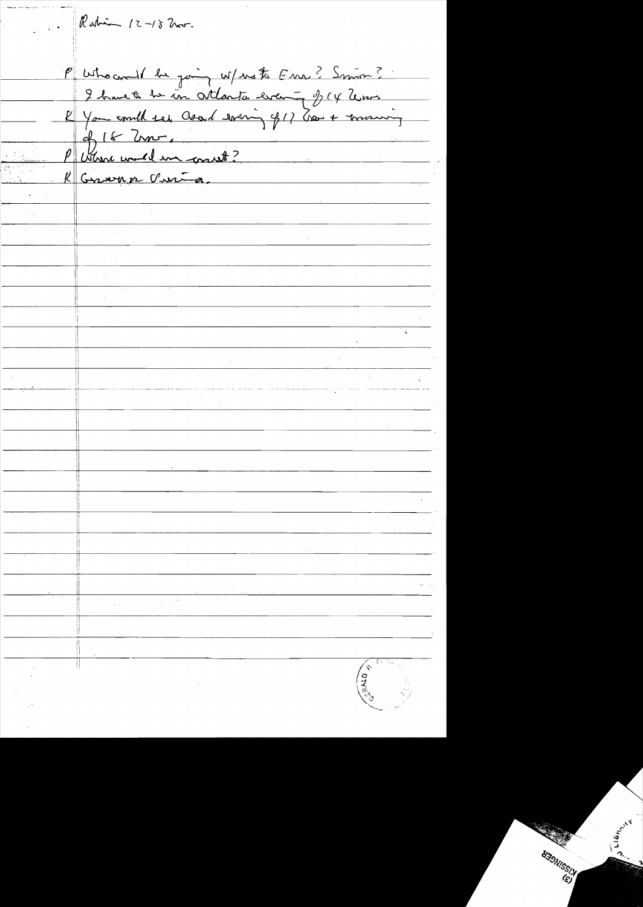Rabin 12-13 Nov.

P Who would be going w/ us to Em? Simon?
I have to be in Atlanta evening of 14 Nov.

K You could see Arad evening of 17 Nov + morning of 18 Nov.

P Where would we meet?

K Governor Crosing.